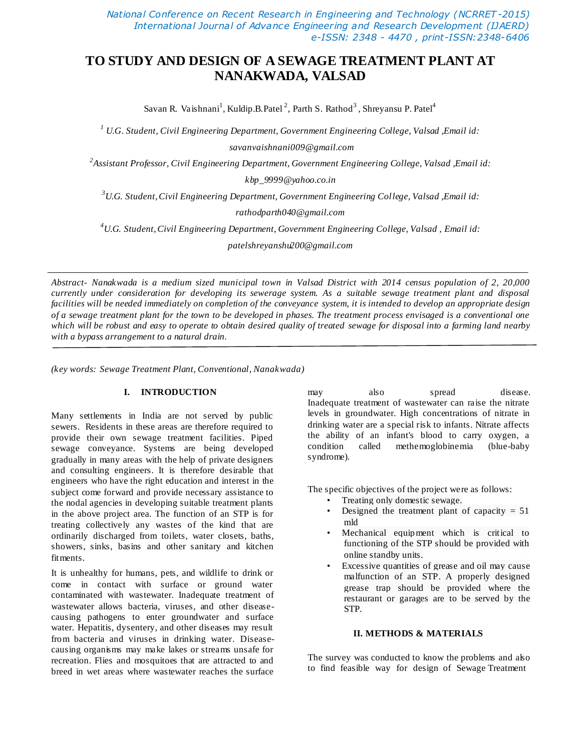# TO STUDY AND DESIGN OF A SEWAGE TREATMENT PLANT AT NANAKWADA, VALSAD

Savan R. Vaishnani[1], Kuldip.B.Patel [2], Parth S. Rathod[3], Shreyansu P. Patel[4]

[1] *U.G. Student, Civil Engineering Department, Government Engineering College, Valsad ,Email id: savanvaishnani009@gmail.com*

[2] *Assistant Professor, Civil Engineering Department, Government Engineering College, Valsad ,Email id: kbp_9999@yahoo.co.in*

[3] *U.G. Student, Civil Engineering Department, Government Engineering College, Valsad ,Email id: rathodparth040@gmail.com*

[4] *U.G. Student, Civil Engineering Department, Government Engineering College, Valsad , Email id: patelshreyanshu200@gmail.com*

---

*Abstract- Nanakwada is a medium sized municipal town in Valsad District with 2014 census population of 2, 20,000 currently under consideration for developing its sewerage system. As a suitable sewage treatment plant and disposal facilities will be needed immediately on completion of the conveyance system, it is intended to develop an appropriate design of a sewage treatment plant for the town to be developed in phases. The treatment process envisaged is a conventional one which will be robust and easy to operate to obtain desired quality of treated sewage for disposal into a farming land nearby with a bypass arrangement to a natural drain.*

---

*(key words: Sewage Treatment Plant, Conventional, Nanakwada)*

## I. INTRODUCTION

Many settlements in India are not served by public sewers. Residents in these areas are therefore required to provide their own sewage treatment facilities. Piped sewage conveyance. Systems are being developed gradually in many areas with the help of private designers and consulting engineers. It is therefore desirable that engineers who have the right education and interest in the subject come forward and provide necessary assistance to the nodal agencies in developing suitable treatment plants in the above project area. The function of an STP is for treating collectively any wastes of the kind that are ordinarily discharged from toilets, water closets, baths, showers, sinks, basins and other sanitary and kitchen fitments.

It is unhealthy for humans, pets, and wildlife to drink or come in contact with surface or ground water contaminated with wastewater. Inadequate treatment of wastewater allows bacteria, viruses, and other disease-causing pathogens to enter groundwater and surface water. Hepatitis, dysentery, and other diseases may result from bacteria and viruses in drinking water. Disease-causing organisms may make lakes or streams unsafe for recreation. Flies and mosquitoes that are attracted to and breed in wet areas where wastewater reaches the surface may also spread disease. Inadequate treatment of wastewater can raise the nitrate levels in groundwater. High concentrations of nitrate in drinking water are a special risk to infants. Nitrate affects the ability of an infant's blood to carry oxygen, a condition called methemoglobinemia (blue-baby syndrome).

The specific objectives of the project were as follows:

- Treating only domestic sewage.
- Designed the treatment plant of capacity = 51 mld
- Mechanical equipment which is critical to functioning of the STP should be provided with online standby units.
- Excessive quantities of grease and oil may cause malfunction of an STP. A properly designed grease trap should be provided where the restaurant or garages are to be served by the STP.

## II. METHODS & MATERIALS

The survey was conducted to know the problems and also to find feasible way for design of Sewage Treatment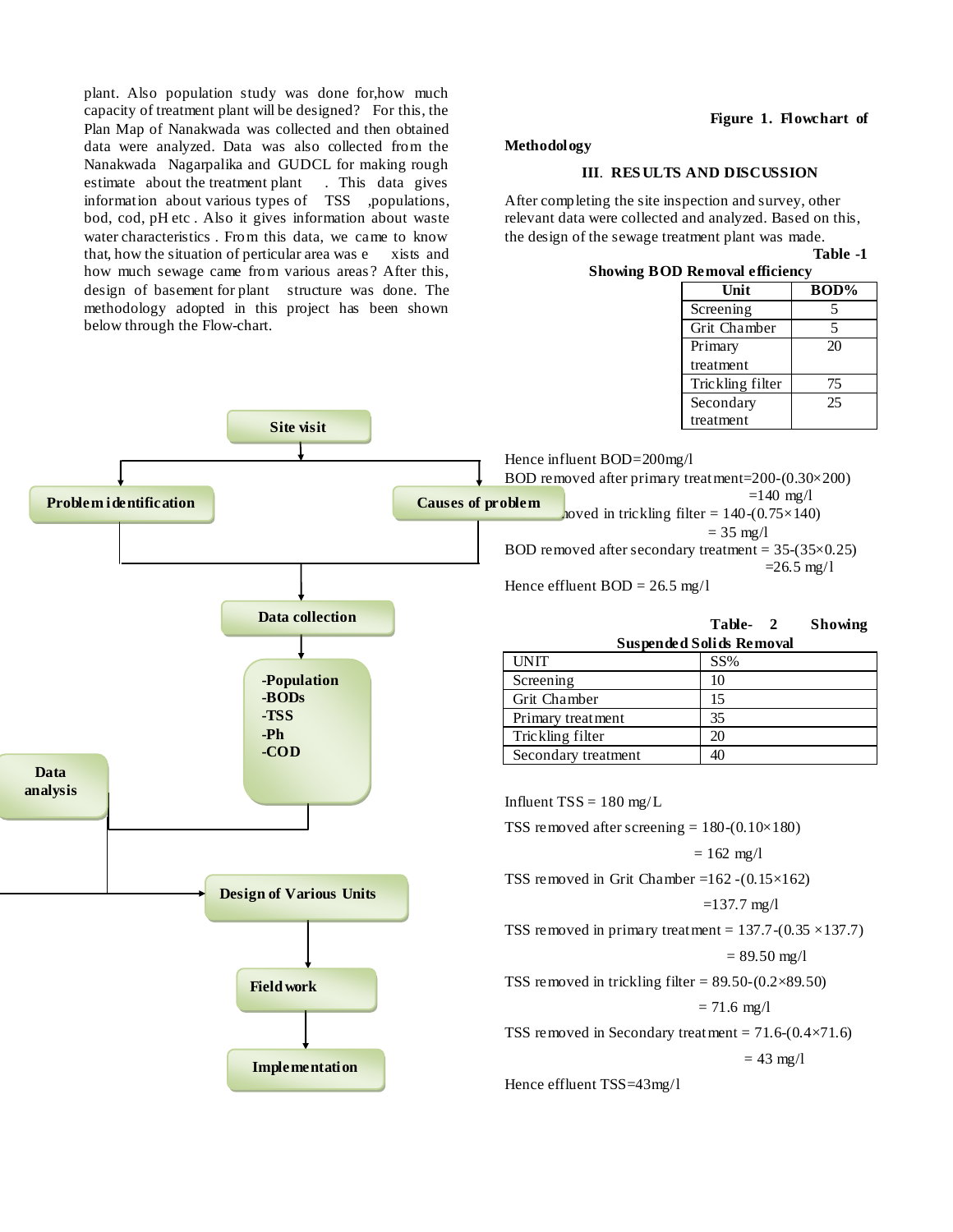plant. Also population study was done for,how much capacity of treatment plant will be designed? For this, the Plan Map of Nanakwada was collected and then obtained data were analyzed. Data was also collected from the Nanakwada Nagarpalika and GUDCL for making rough estimate about the treatment plant . This data gives information about various types of TSS ,populations, bod, cod, pH etc . Also it gives information about waste water characteristics . From this data, we came to know that, how the situation of perticular area was e xists and how much sewage came from various areas? After this, design of basement for plant structure was done. The methodology adopted in this project has been shown below through the Flow-chart.

Site visit → Problem identification / Causes of problem → Data collection → -Population -BODs -TSS -Ph -COD → Data analysis → Design of Various Units → Field work → Implementation

**Figure 1. Flowchart of Methodology**

## III. RESULTS AND DISCUSSION

After completing the site inspection and survey, other relevant data were collected and analyzed. Based on this, the design of the sewage treatment plant was made.

**Table -1 Showing BOD Removal efficiency**

| Unit | BOD% |
|---|---|
| Screening | 5 |
| Grit Chamber | 5 |
| Primary treatment | 20 |
| Trickling filter | 75 |
| Secondary treatment | 25 |

Hence influent BOD=200mg/l

BOD removed after primary treatment=200-(0.30×200)
=140 mg/l

BOD removed in trickling filter = 140-(0.75×140)
= 35 mg/l

BOD removed after secondary treatment = 35-(35×0.25)
=26.5 mg/l

Hence effluent BOD = 26.5 mg/l

**Table- 2 Showing Suspended Solids Removal**

| UNIT | SS% |
|---|---|
| Screening | 10 |
| Grit Chamber | 15 |
| Primary treatment | 35 |
| Trickling filter | 20 |
| Secondary treatment | 40 |

Influent TSS = 180 mg/L

TSS removed after screening = 180-(0.10×180)
= 162 mg/l

TSS removed in Grit Chamber =162 -(0.15×162)
=137.7 mg/l

TSS removed in primary treatment = 137.7-(0.35 ×137.7)
= 89.50 mg/l

TSS removed in trickling filter = 89.50-(0.2×89.50)
= 71.6 mg/l

TSS removed in Secondary treatment = 71.6-(0.4×71.6)
= 43 mg/l

Hence effluent TSS=43mg/l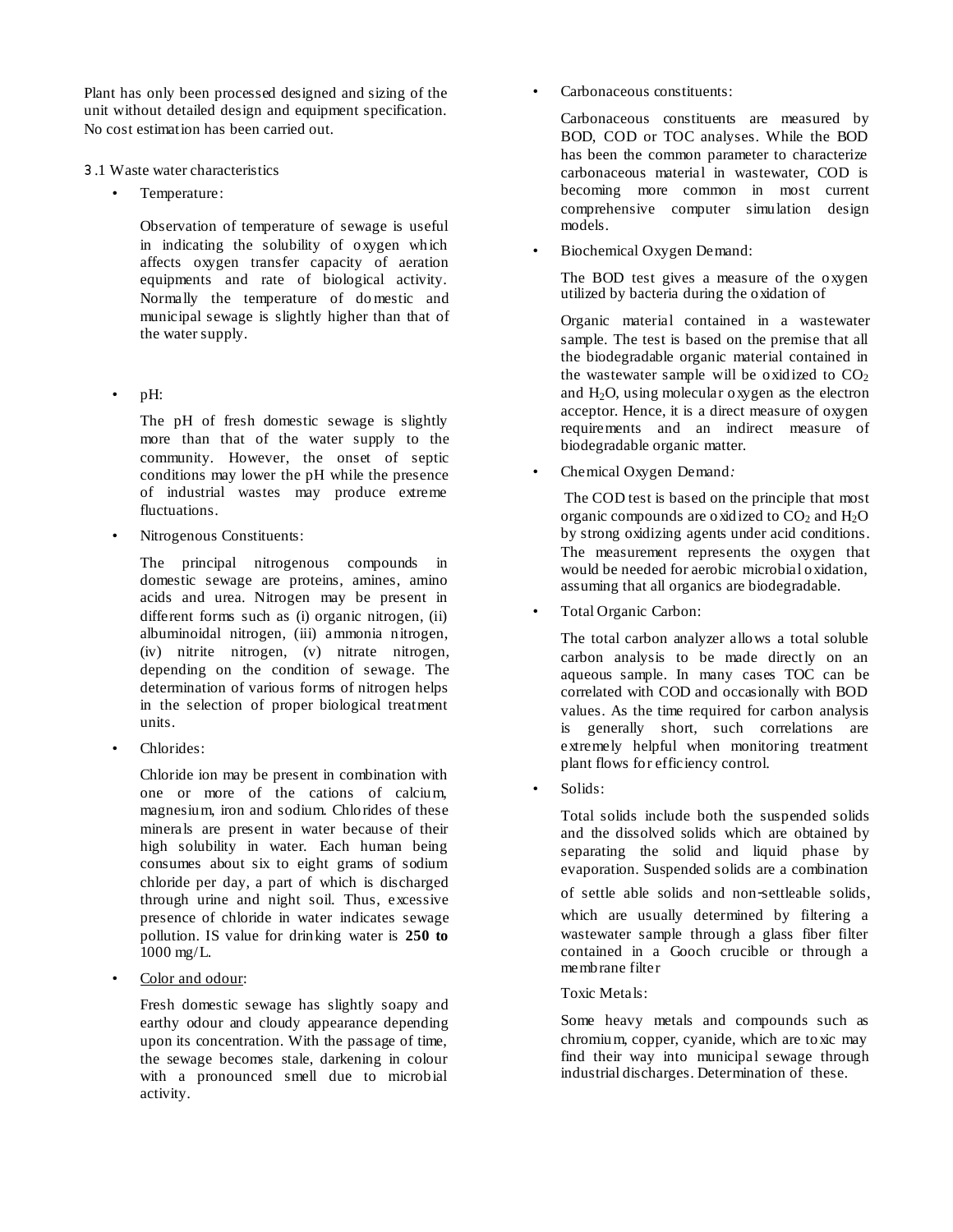Plant has only been processed designed and sizing of the unit without detailed design and equipment specification. No cost estimation has been carried out.

3.1 Waste water characteristics

- Temperature:

  Observation of temperature of sewage is useful in indicating the solubility of oxygen which affects oxygen transfer capacity of aeration equipments and rate of biological activity. Normally the temperature of domestic and municipal sewage is slightly higher than that of the water supply.

- pH:

  The pH of fresh domestic sewage is slightly more than that of the water supply to the community. However, the onset of septic conditions may lower the pH while the presence of industrial wastes may produce extreme fluctuations.

- Nitrogenous Constituents:

  The principal nitrogenous compounds in domestic sewage are proteins, amines, amino acids and urea. Nitrogen may be present in different forms such as (i) organic nitrogen, (ii) albuminoidal nitrogen, (iii) ammonia nitrogen, (iv) nitrite nitrogen, (v) nitrate nitrogen, depending on the condition of sewage. The determination of various forms of nitrogen helps in the selection of proper biological treatment units.

- Chlorides:

  Chloride ion may be present in combination with one or more of the cations of calcium, magnesium, iron and sodium. Chlorides of these minerals are present in water because of their high solubility in water. Each human being consumes about six to eight grams of sodium chloride per day, a part of which is discharged through urine and night soil. Thus, excessive presence of chloride in water indicates sewage pollution. IS value for drinking water is **250 to** 1000 mg/L.

- Color and odour:

  Fresh domestic sewage has slightly soapy and earthy odour and cloudy appearance depending upon its concentration. With the passage of time, the sewage becomes stale, darkening in colour with a pronounced smell due to microbial activity.

- Carbonaceous constituents:

  Carbonaceous constituents are measured by BOD, COD or TOC analyses. While the BOD has been the common parameter to characterize carbonaceous material in wastewater, COD is becoming more common in most current comprehensive computer simulation design models.

- Biochemical Oxygen Demand:

  The BOD test gives a measure of the oxygen utilized by bacteria during the oxidation of

  Organic material contained in a wastewater sample. The test is based on the premise that all the biodegradable organic material contained in the wastewater sample will be oxidized to $CO_2$ and $H_2O$, using molecular oxygen as the electron acceptor. Hence, it is a direct measure of oxygen requirements and an indirect measure of biodegradable organic matter.

- Chemical Oxygen Demand:

  The COD test is based on the principle that most organic compounds are oxidized to $CO_2$ and $H_2O$ by strong oxidizing agents under acid conditions. The measurement represents the oxygen that would be needed for aerobic microbial oxidation, assuming that all organics are biodegradable.

- Total Organic Carbon:

  The total carbon analyzer allows a total soluble carbon analysis to be made directly on an aqueous sample. In many cases TOC can be correlated with COD and occasionally with BOD values. As the time required for carbon analysis is generally short, such correlations are extremely helpful when monitoring treatment plant flows for efficiency control.

- Solids:

  Total solids include both the suspended solids and the dissolved solids which are obtained by separating the solid and liquid phase by evaporation. Suspended solids are a combination of settle able solids and non-settleable solids, which are usually determined by filtering a wastewater sample through a glass fiber filter contained in a Gooch crucible or through a membrane filter

  Toxic Metals:

  Some heavy metals and compounds such as chromium, copper, cyanide, which are toxic may find their way into municipal sewage through industrial discharges. Determination of these.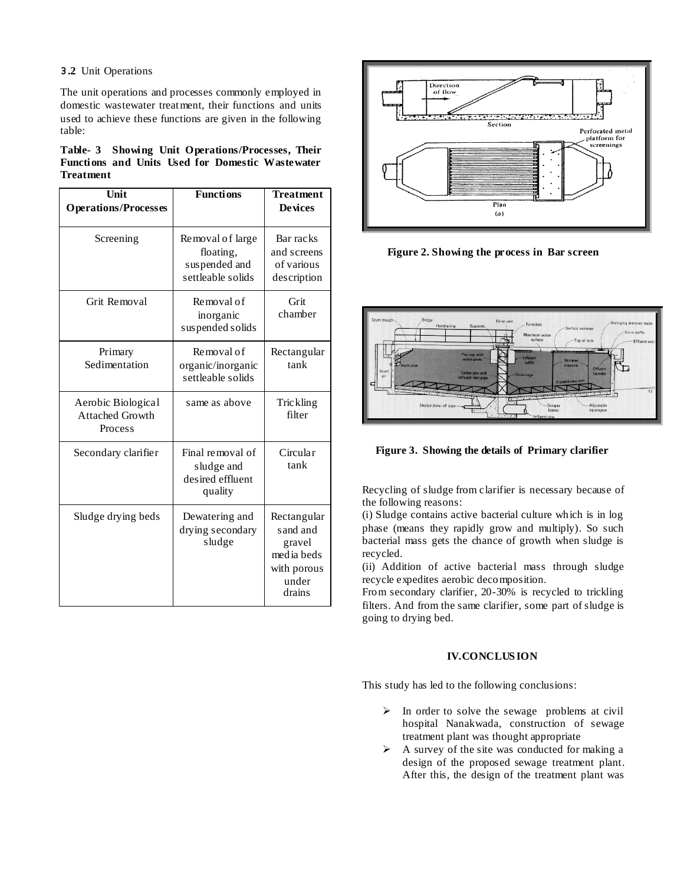**3.2** Unit Operations

The unit operations and processes commonly employed in domestic wastewater treatment, their functions and units used to achieve these functions are given in the following table:

**Table- 3 Showing Unit Operations/Processes, Their Functions and Units Used for Domestic Wastewater Treatment**

| Unit Operations/Processes | Functions | Treatment Devices |
|---|---|---|
| Screening | Removal of large floating, suspended and settleable solids | Bar racks and screens of various description |
| Grit Removal | Removal of inorganic suspended solids | Grit chamber |
| Primary Sedimentation | Removal of organic/inorganic settleable solids | Rectangular tank |
| Aerobic Biological Attached Growth Process | same as above | Trickling filter |
| Secondary clarifier | Final removal of sludge and desired effluent quality | Circular tank |
| Sludge drying beds | Dewatering and drying secondary sludge | Rectangular sand and gravel media beds with porous under drains |

**Figure 2. Showing the process in Bar screen**

**Figure 3. Showing the details of Primary clarifier**

Recycling of sludge from clarifier is necessary because of the following reasons:

(i) Sludge contains active bacterial culture which is in log phase (means they rapidly grow and multiply). So such bacterial mass gets the chance of growth when sludge is recycled.

(ii) Addition of active bacterial mass through sludge recycle expedites aerobic decomposition.

From secondary clarifier, 20-30% is recycled to trickling filters. And from the same clarifier, some part of sludge is going to drying bed.

## IV. CONCLUSION

This study has led to the following conclusions:

- In order to solve the sewage problems at civil hospital Nanakwada, construction of sewage treatment plant was thought appropriate
- A survey of the site was conducted for making a design of the proposed sewage treatment plant. After this, the design of the treatment plant was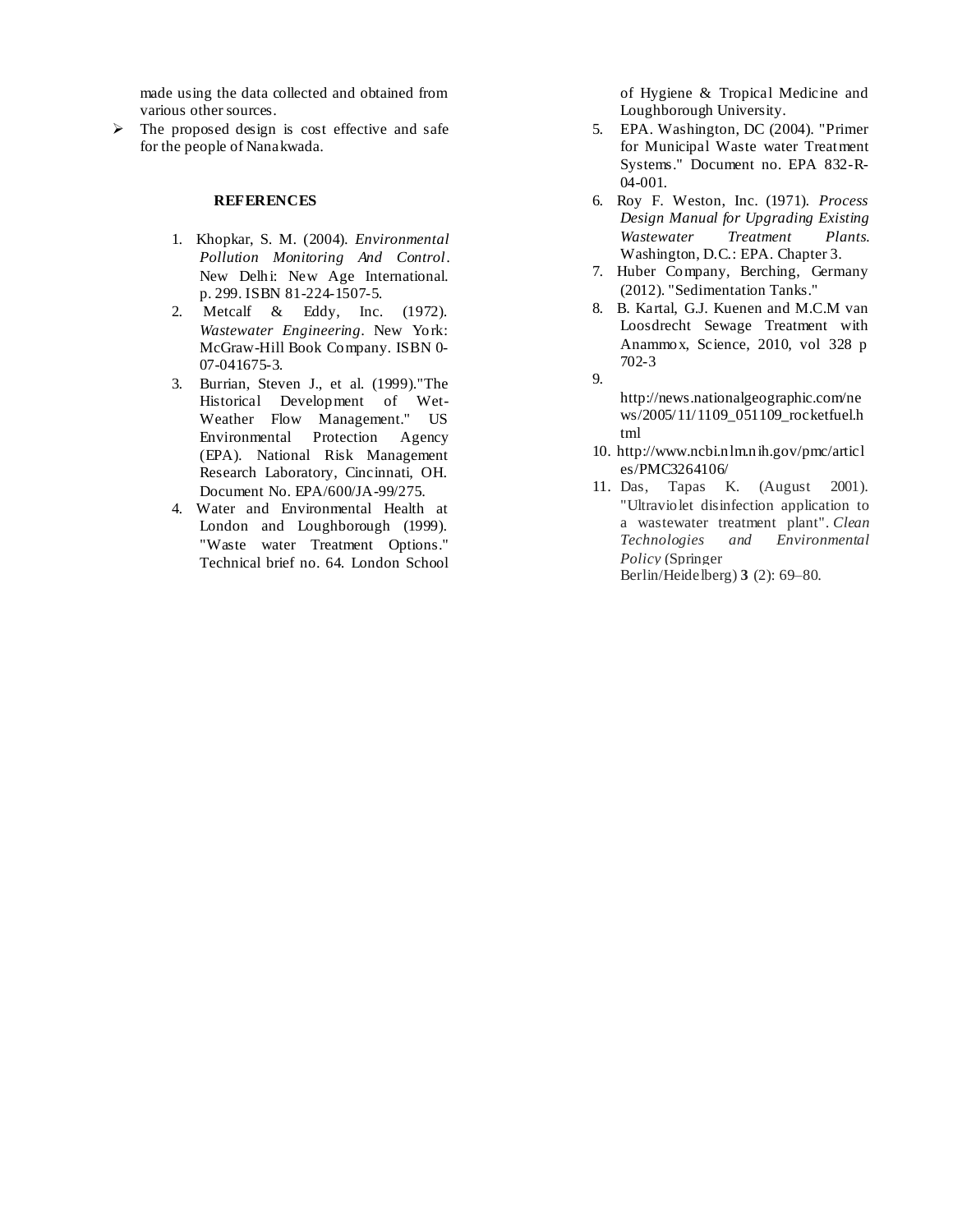made using the data collected and obtained from various other sources.

- The proposed design is cost effective and safe for the people of Nanakwada.

## REFERENCES

1. Khopkar, S. M. (2004). *Environmental Pollution Monitoring And Control*. New Delhi: New Age International. p. 299. ISBN 81-224-1507-5.
2. Metcalf & Eddy, Inc. (1972). *Wastewater Engineering*. New York: McGraw-Hill Book Company. ISBN 0-07-041675-3.
3. Burrian, Steven J., et al. (1999)."The Historical Development of Wet-Weather Flow Management." US Environmental Protection Agency (EPA). National Risk Management Research Laboratory, Cincinnati, OH. Document No. EPA/600/JA-99/275.
4. Water and Environmental Health at London and Loughborough (1999). "Waste water Treatment Options." Technical brief no. 64. London School of Hygiene & Tropical Medicine and Loughborough University.
5. EPA. Washington, DC (2004). "Primer for Municipal Waste water Treatment Systems." Document no. EPA 832-R-04-001.
6. Roy F. Weston, Inc. (1971). *Process Design Manual for Upgrading Existing Wastewater Treatment Plants*. Washington, D.C.: EPA. Chapter 3.
7. Huber Company, Berching, Germany (2012). "Sedimentation Tanks."
8. B. Kartal, G.J. Kuenen and M.C.M van Loosdrecht Sewage Treatment with Anammox, Science, 2010, vol 328 p 702-3
9. http://news.nationalgeographic.com/news/2005/11/1109_051109_rocketfuel.html
10. http://www.ncbi.nlm.nih.gov/pmc/articles/PMC3264106/
11. Das, Tapas K. (August 2001). "Ultraviolet disinfection application to a wastewater treatment plant". *Clean Technologies and Environmental Policy* (Springer Berlin/Heidelberg) **3** (2): 69–80.